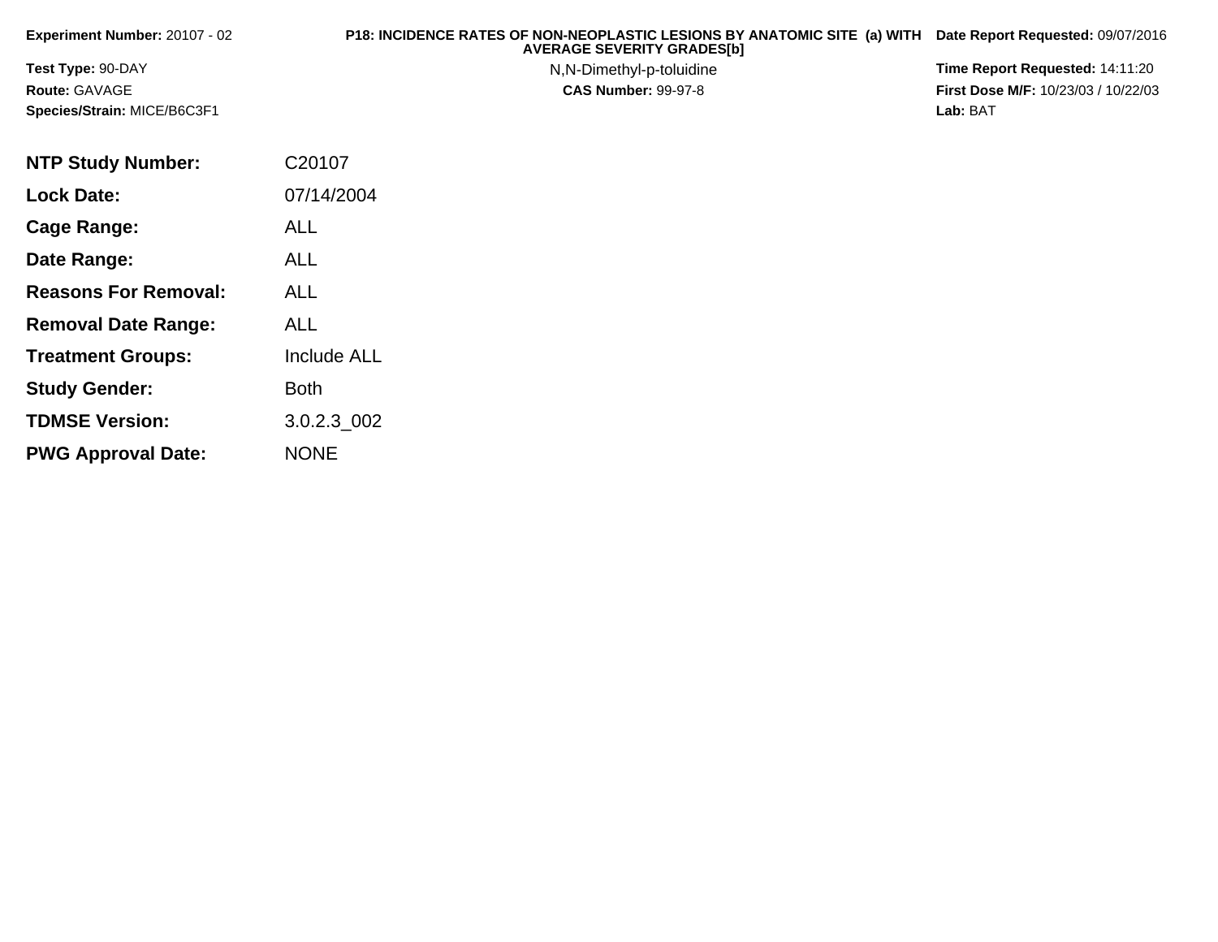**Experiment Number:** 20107 - 02

**Test Type:** 90-DAY

**Route:** GAVAGE

**Species/Strain:** MICE/B6C3F1

**P18: INCIDENCE RATES OF NON-NEOPLASTIC LESIONS BY ANATOMIC SITE (a) WITH AVERAGE SEVERITY GRADES[b]**

N,N-Dimethyl-p-toluidine

**CAS Number:** 99-97-8

**Date Report Requested:** 09/07/2016

**Time Report Requested:** 14:11:20

**First Dose M/F:** 10/23/03 / 10/22/03

**Lab:** BAT

| | |
|---|---|
| **NTP Study Number:** | C20107 |
| **Lock Date:** | 07/14/2004 |
| **Cage Range:** | ALL |
| **Date Range:** | ALL |
| **Reasons For Removal:** | ALL |
| **Removal Date Range:** | ALL |
| **Treatment Groups:** | Include ALL |
| **Study Gender:** | Both |
| **TDMSE Version:** | 3.0.2.3_002 |
| **PWG Approval Date:** | NONE |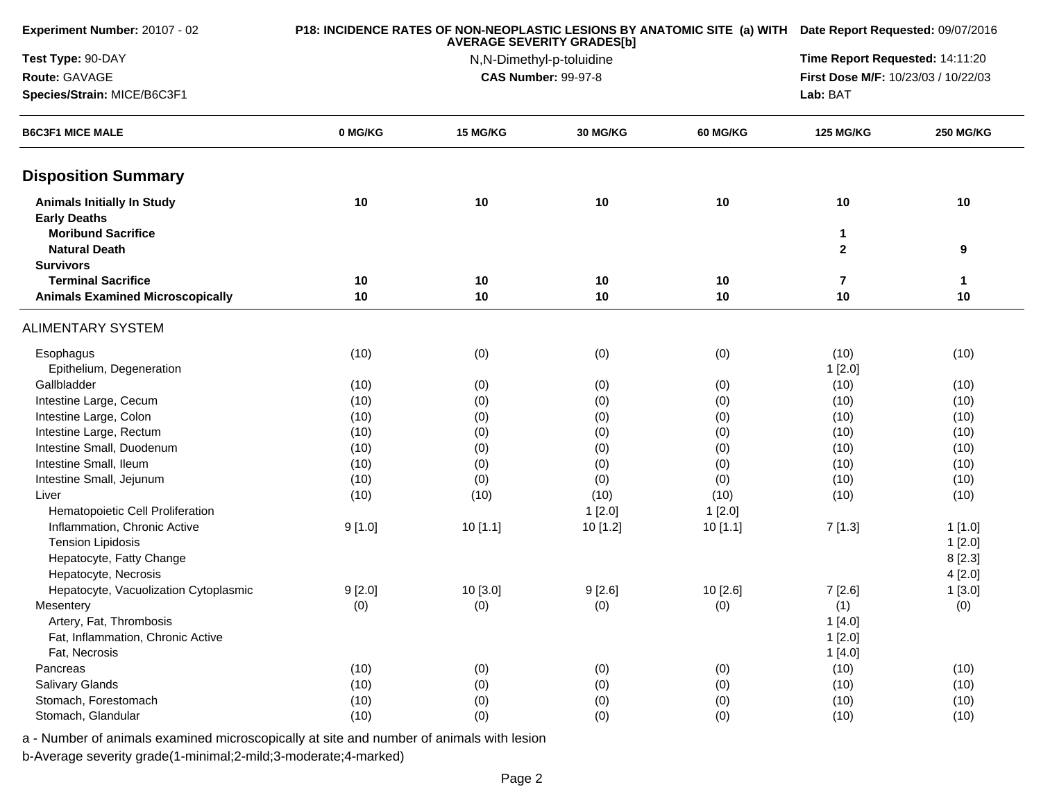**Experiment Number:** 20107 - 02

**Test Type:** 90-DAY

**Route:** GAVAGE

**Species/Strain:** MICE/B6C3F1

**P18: INCIDENCE RATES OF NON-NEOPLASTIC LESIONS BY ANATOMIC SITE (a) WITH AVERAGE SEVERITY GRADES[b]**

N,N-Dimethyl-p-toluidine

**CAS Number:** 99-97-8

**Date Report Requested:** 09/07/2016

**Time Report Requested:** 14:11:20

**First Dose M/F:** 10/23/03 / 10/22/03

**Lab:** BAT

| B6C3F1 MICE MALE | 0 MG/KG | 15 MG/KG | 30 MG/KG | 60 MG/KG | 125 MG/KG | 250 MG/KG |
|---|---|---|---|---|---|---|
| **Disposition Summary** | | | | | | |
| **Animals Initially In Study** | **10** | **10** | **10** | **10** | **10** | **10** |
| **Early Deaths** | | | | | | |
| **Moribund Sacrifice** | | | | | **1** | |
| **Natural Death** | | | | | **2** | **9** |
| **Survivors** | | | | | | |
| **Terminal Sacrifice** | **10** | **10** | **10** | **10** | **7** | **1** |
| **Animals Examined Microscopically** | **10** | **10** | **10** | **10** | **10** | **10** |
| ALIMENTARY SYSTEM | | | | | | |
| Esophagus | (10) | (0) | (0) | (0) | (10) | (10) |
| Epithelium, Degeneration | | | | | 1 [2.0] | |
| Gallbladder | (10) | (0) | (0) | (0) | (10) | (10) |
| Intestine Large, Cecum | (10) | (0) | (0) | (0) | (10) | (10) |
| Intestine Large, Colon | (10) | (0) | (0) | (0) | (10) | (10) |
| Intestine Large, Rectum | (10) | (0) | (0) | (0) | (10) | (10) |
| Intestine Small, Duodenum | (10) | (0) | (0) | (0) | (10) | (10) |
| Intestine Small, Ileum | (10) | (0) | (0) | (0) | (10) | (10) |
| Intestine Small, Jejunum | (10) | (0) | (0) | (0) | (10) | (10) |
| Liver | (10) | (10) | (10) | (10) | (10) | (10) |
| Hematopoietic Cell Proliferation | | | 1 [2.0] | 1 [2.0] | | |
| Inflammation, Chronic Active | 9 [1.0] | 10 [1.1] | 10 [1.2] | 10 [1.1] | 7 [1.3] | 1 [1.0] |
| Tension Lipidosis | | | | | | 1 [2.0] |
| Hepatocyte, Fatty Change | | | | | | 8 [2.3] |
| Hepatocyte, Necrosis | | | | | | 4 [2.0] |
| Hepatocyte, Vacuolization Cytoplasmic | 9 [2.0] | 10 [3.0] | 9 [2.6] | 10 [2.6] | 7 [2.6] | 1 [3.0] |
| Mesentery | (0) | (0) | (0) | (0) | (1) | (0) |
| Artery, Fat, Thrombosis | | | | | 1 [4.0] | |
| Fat, Inflammation, Chronic Active | | | | | 1 [2.0] | |
| Fat, Necrosis | | | | | 1 [4.0] | |
| Pancreas | (10) | (0) | (0) | (0) | (10) | (10) |
| Salivary Glands | (10) | (0) | (0) | (0) | (10) | (10) |
| Stomach, Forestomach | (10) | (0) | (0) | (0) | (10) | (10) |
| Stomach, Glandular | (10) | (0) | (0) | (0) | (10) | (10) |

a - Number of animals examined microscopically at site and number of animals with lesion

b-Average severity grade(1-minimal;2-mild;3-moderate;4-marked)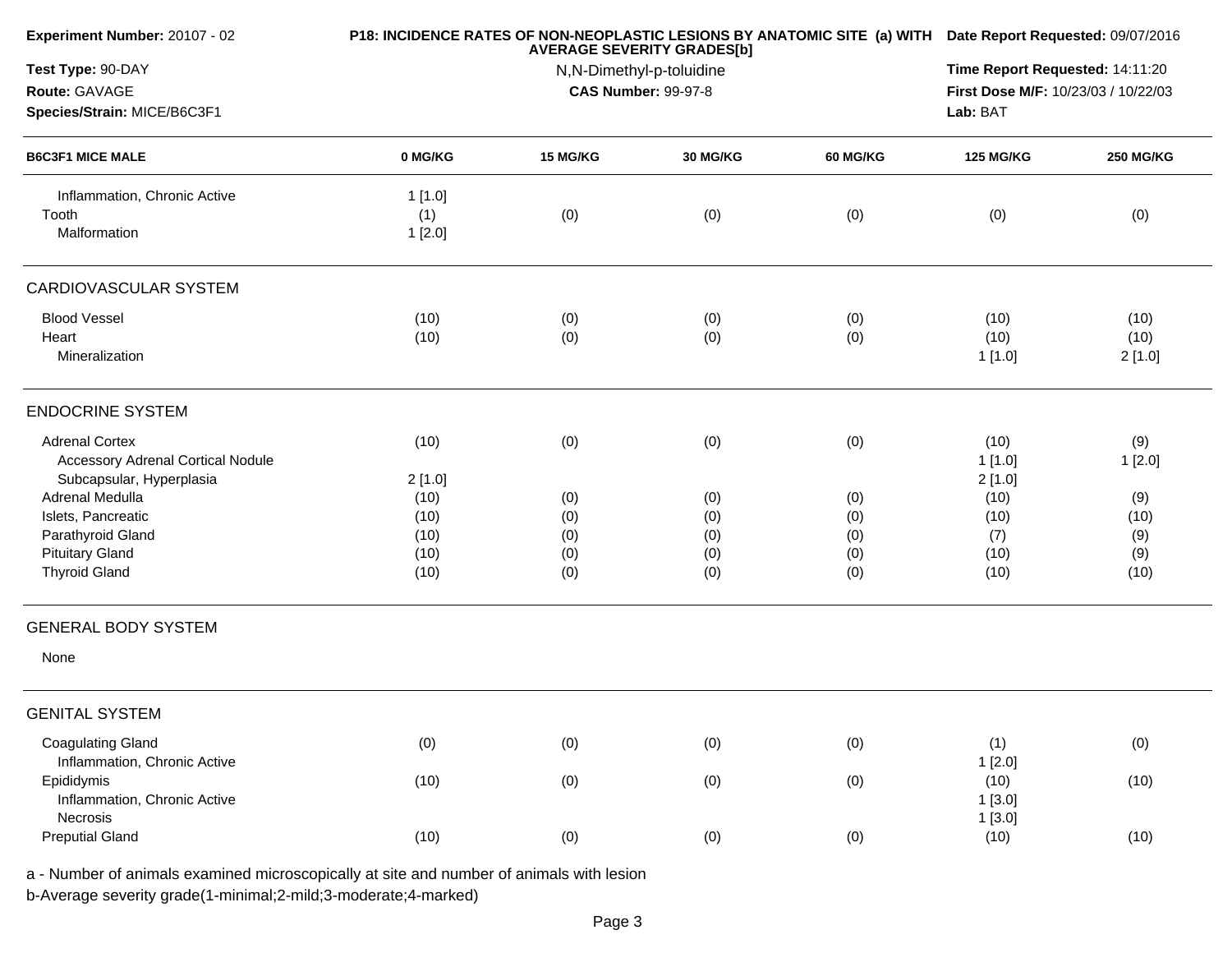**Experiment Number:** 20107 - 02

**Test Type:** 90-DAY

**Route:** GAVAGE

**Species/Strain:** MICE/B6C3F1

**P18: INCIDENCE RATES OF NON-NEOPLASTIC LESIONS BY ANATOMIC SITE (a) WITH AVERAGE SEVERITY GRADES[b]**

N,N-Dimethyl-p-toluidine

**CAS Number:** 99-97-8

**Date Report Requested:** 09/07/2016

**Time Report Requested:** 14:11:20

**First Dose M/F:** 10/23/03 / 10/22/03

**Lab:** BAT

| B6C3F1 MICE MALE | 0 MG/KG | 15 MG/KG | 30 MG/KG | 60 MG/KG | 125 MG/KG | 250 MG/KG |
|---|---|---|---|---|---|---|
| Inflammation, Chronic Active | 1 [1.0] | | | | | |
| Tooth | (1) | (0) | (0) | (0) | (0) | (0) |
| Malformation | 1 [2.0] | | | | | |
| **CARDIOVASCULAR SYSTEM** | | | | | | |
| Blood Vessel | (10) | (0) | (0) | (0) | (10) | (10) |
| Heart | (10) | (0) | (0) | (0) | (10) | (10) |
| Mineralization | | | | | 1 [1.0] | 2 [1.0] |
| **ENDOCRINE SYSTEM** | | | | | | |
| Adrenal Cortex | (10) | (0) | (0) | (0) | (10) | (9) |
| Accessory Adrenal Cortical Nodule | | | | | 1 [1.0] | 1 [2.0] |
| Subcapsular, Hyperplasia | 2 [1.0] | | | | 2 [1.0] | |
| Adrenal Medulla | (10) | (0) | (0) | (0) | (10) | (9) |
| Islets, Pancreatic | (10) | (0) | (0) | (0) | (10) | (10) |
| Parathyroid Gland | (10) | (0) | (0) | (0) | (7) | (9) |
| Pituitary Gland | (10) | (0) | (0) | (0) | (10) | (9) |
| Thyroid Gland | (10) | (0) | (0) | (0) | (10) | (10) |
| **GENERAL BODY SYSTEM** | | | | | | |
| None | | | | | | |
| **GENITAL SYSTEM** | | | | | | |
| Coagulating Gland | (0) | (0) | (0) | (0) | (1) | (0) |
| Inflammation, Chronic Active | | | | | 1 [2.0] | |
| Epididymis | (10) | (0) | (0) | (0) | (10) | (10) |
| Inflammation, Chronic Active | | | | | 1 [3.0] | |
| Necrosis | | | | | 1 [3.0] | |
| Preputial Gland | (10) | (0) | (0) | (0) | (10) | (10) |

a - Number of animals examined microscopically at site and number of animals with lesion

b-Average severity grade(1-minimal;2-mild;3-moderate;4-marked)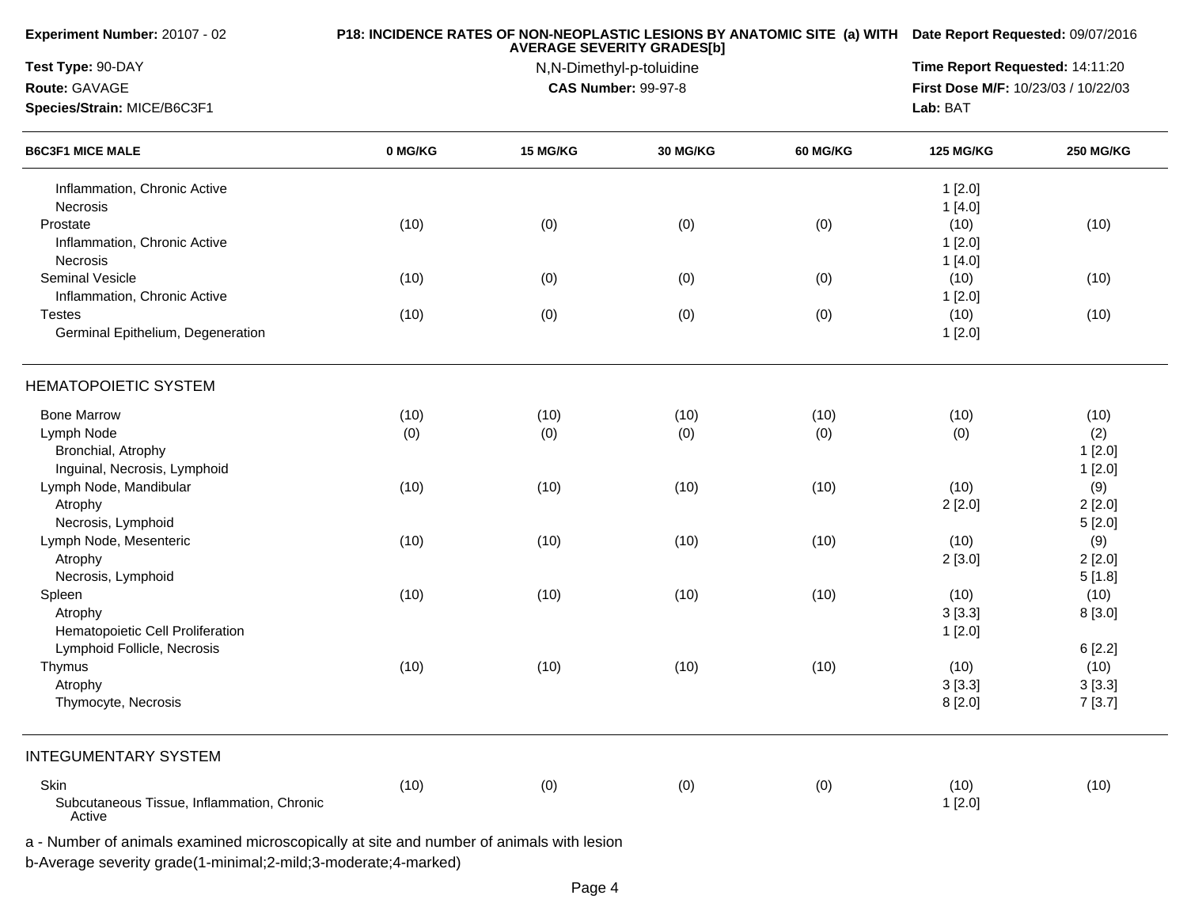**Experiment Number:** 20107 - 02

**Test Type:** 90-DAY

**Route:** GAVAGE

**Species/Strain:** MICE/B6C3F1

**P18: INCIDENCE RATES OF NON-NEOPLASTIC LESIONS BY ANATOMIC SITE (a) WITH AVERAGE SEVERITY GRADES[b]**

N,N-Dimethyl-p-toluidine

**CAS Number:** 99-97-8

**Date Report Requested:** 09/07/2016

**Time Report Requested:** 14:11:20

**First Dose M/F:** 10/23/03 / 10/22/03

**Lab:** BAT

| B6C3F1 MICE MALE | 0 MG/KG | 15 MG/KG | 30 MG/KG | 60 MG/KG | 125 MG/KG | 250 MG/KG |
|---|---|---|---|---|---|---|
| Inflammation, Chronic Active | | | | | 1 [2.0] | |
| Necrosis | | | | | 1 [4.0] | |
| Prostate | (10) | (0) | (0) | (0) | (10) | (10) |
| Inflammation, Chronic Active | | | | | 1 [2.0] | |
| Necrosis | | | | | 1 [4.0] | |
| Seminal Vesicle | (10) | (0) | (0) | (0) | (10) | (10) |
| Inflammation, Chronic Active | | | | | 1 [2.0] | |
| Testes | (10) | (0) | (0) | (0) | (10) | (10) |
| Germinal Epithelium, Degeneration | | | | | 1 [2.0] | |
| **HEMATOPOIETIC SYSTEM** | | | | | | |
| Bone Marrow | (10) | (10) | (10) | (10) | (10) | (10) |
| Lymph Node | (0) | (0) | (0) | (0) | (0) | (2) |
| Bronchial, Atrophy | | | | | | 1 [2.0] |
| Inguinal, Necrosis, Lymphoid | | | | | | 1 [2.0] |
| Lymph Node, Mandibular | (10) | (10) | (10) | (10) | (10) | (9) |
| Atrophy | | | | | 2 [2.0] | 2 [2.0] |
| Necrosis, Lymphoid | | | | | | 5 [2.0] |
| Lymph Node, Mesenteric | (10) | (10) | (10) | (10) | (10) | (9) |
| Atrophy | | | | | 2 [3.0] | 2 [2.0] |
| Necrosis, Lymphoid | | | | | | 5 [1.8] |
| Spleen | (10) | (10) | (10) | (10) | (10) | (10) |
| Atrophy | | | | | 3 [3.3] | 8 [3.0] |
| Hematopoietic Cell Proliferation | | | | | 1 [2.0] | |
| Lymphoid Follicle, Necrosis | | | | | | 6 [2.2] |
| Thymus | (10) | (10) | (10) | (10) | (10) | (10) |
| Atrophy | | | | | 3 [3.3] | 3 [3.3] |
| Thymocyte, Necrosis | | | | | 8 [2.0] | 7 [3.7] |
| **INTEGUMENTARY SYSTEM** | | | | | | |
| Skin | (10) | (0) | (0) | (0) | (10) | (10) |
| Subcutaneous Tissue, Inflammation, Chronic Active | | | | | 1 [2.0] | |

a - Number of animals examined microscopically at site and number of animals with lesion

b-Average severity grade(1-minimal;2-mild;3-moderate;4-marked)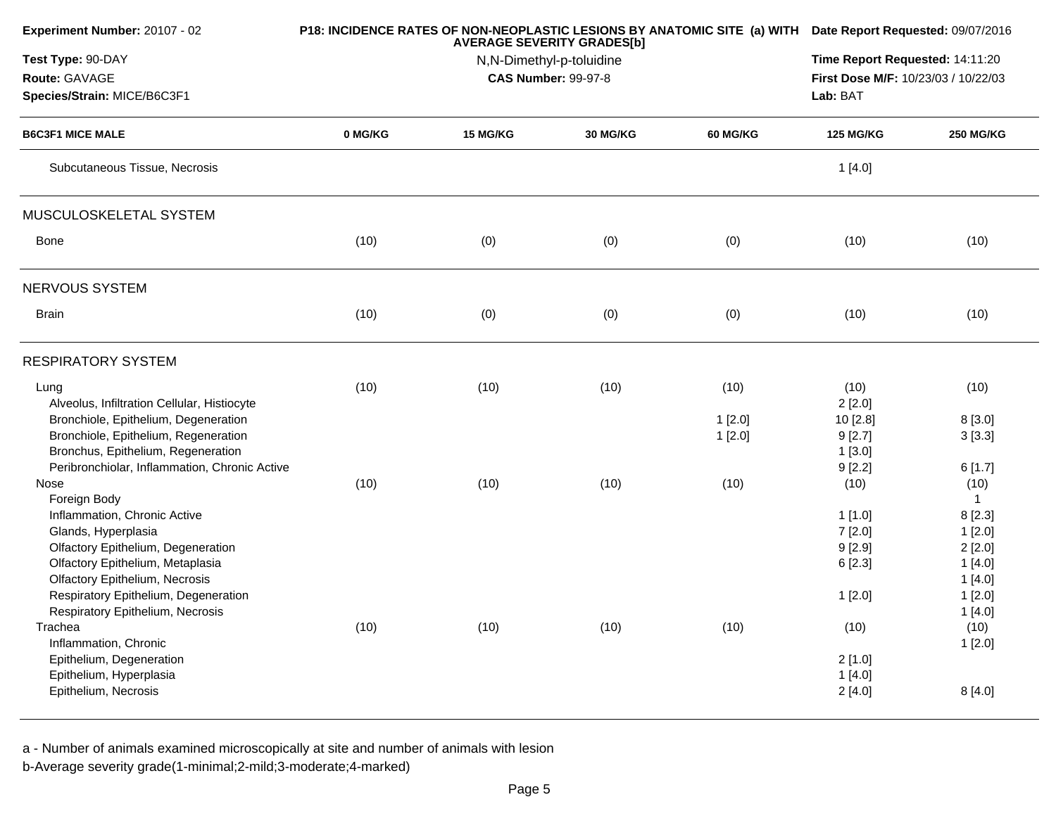**Experiment Number:** 20107 - 02
**Test Type:** 90-DAY
**Route:** GAVAGE
**Species/Strain:** MICE/B6C3F1

**P18: INCIDENCE RATES OF NON-NEOPLASTIC LESIONS BY ANATOMIC SITE (a) WITH AVERAGE SEVERITY GRADES[b]**
N,N-Dimethyl-p-toluidine
**CAS Number:** 99-97-8

**Date Report Requested:** 09/07/2016
**Time Report Requested:** 14:11:20
**First Dose M/F:** 10/23/03 / 10/22/03
**Lab:** BAT

| B6C3F1 MICE MALE | 0 MG/KG | 15 MG/KG | 30 MG/KG | 60 MG/KG | 125 MG/KG | 250 MG/KG |
|---|---|---|---|---|---|---|
| Subcutaneous Tissue, Necrosis | | | | | 1 [4.0] | |
| MUSCULOSKELETAL SYSTEM | | | | | | |
| Bone | (10) | (0) | (0) | (0) | (10) | (10) |
| NERVOUS SYSTEM | | | | | | |
| Brain | (10) | (0) | (0) | (0) | (10) | (10) |
| RESPIRATORY SYSTEM | | | | | | |
| Lung | (10) | (10) | (10) | (10) | (10) | (10) |
| Alveolus, Infiltration Cellular, Histiocyte | | | | | 2 [2.0] | |
| Bronchiole, Epithelium, Degeneration | | | | 1 [2.0] | 10 [2.8] | 8 [3.0] |
| Bronchiole, Epithelium, Regeneration | | | | 1 [2.0] | 9 [2.7] | 3 [3.3] |
| Bronchus, Epithelium, Regeneration | | | | | 1 [3.0] | |
| Peribronchiolar, Inflammation, Chronic Active | | | | | 9 [2.2] | 6 [1.7] |
| Nose | (10) | (10) | (10) | (10) | (10) | (10) |
| Foreign Body | | | | | | 1 |
| Inflammation, Chronic Active | | | | | 1 [1.0] | 8 [2.3] |
| Glands, Hyperplasia | | | | | 7 [2.0] | 1 [2.0] |
| Olfactory Epithelium, Degeneration | | | | | 9 [2.9] | 2 [2.0] |
| Olfactory Epithelium, Metaplasia | | | | | 6 [2.3] | 1 [4.0] |
| Olfactory Epithelium, Necrosis | | | | | | 1 [4.0] |
| Respiratory Epithelium, Degeneration | | | | | 1 [2.0] | 1 [2.0] |
| Respiratory Epithelium, Necrosis | | | | | | 1 [4.0] |
| Trachea | (10) | (10) | (10) | (10) | (10) | (10) |
| Inflammation, Chronic | | | | | | 1 [2.0] |
| Epithelium, Degeneration | | | | | 2 [1.0] | |
| Epithelium, Hyperplasia | | | | | 1 [4.0] | |
| Epithelium, Necrosis | | | | | 2 [4.0] | 8 [4.0] |

a - Number of animals examined microscopically at site and number of animals with lesion
b-Average severity grade(1-minimal;2-mild;3-moderate;4-marked)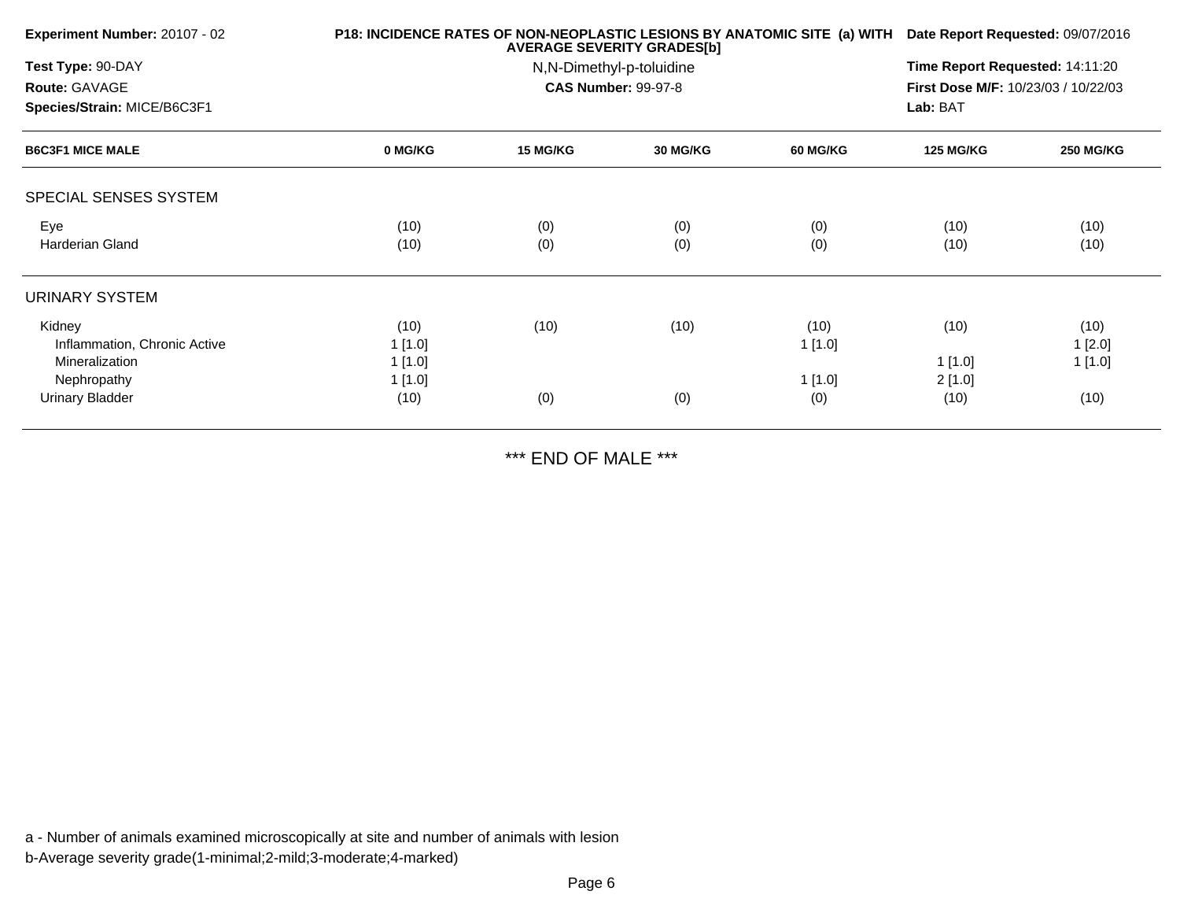**Experiment Number:** 20107 - 02
**Test Type:** 90-DAY
**Route:** GAVAGE
**Species/Strain:** MICE/B6C3F1

**P18: INCIDENCE RATES OF NON-NEOPLASTIC LESIONS BY ANATOMIC SITE (a) WITH AVERAGE SEVERITY GRADES[b]**
N,N-Dimethyl-p-toluidine
**CAS Number:** 99-97-8

**Date Report Requested:** 09/07/2016
**Time Report Requested:** 14:11:20
**First Dose M/F:** 10/23/03 / 10/22/03
**Lab:** BAT

| B6C3F1 MICE MALE | 0 MG/KG | 15 MG/KG | 30 MG/KG | 60 MG/KG | 125 MG/KG | 250 MG/KG |
|---|---|---|---|---|---|---|
| SPECIAL SENSES SYSTEM | | | | | | |
| Eye | (10) | (0) | (0) | (0) | (10) | (10) |
| Harderian Gland | (10) | (0) | (0) | (0) | (10) | (10) |
| URINARY SYSTEM | | | | | | |
| Kidney | (10) | (10) | (10) | (10) | (10) | (10) |
| Inflammation, Chronic Active | 1 [1.0] | | | 1 [1.0] | | 1 [2.0] |
| Mineralization | 1 [1.0] | | | | 1 [1.0] | 1 [1.0] |
| Nephropathy | 1 [1.0] | | | 1 [1.0] | 2 [1.0] | |
| Urinary Bladder | (10) | (0) | (0) | (0) | (10) | (10) |

*** END OF MALE ***

a - Number of animals examined microscopically at site and number of animals with lesion
b-Average severity grade(1-minimal;2-mild;3-moderate;4-marked)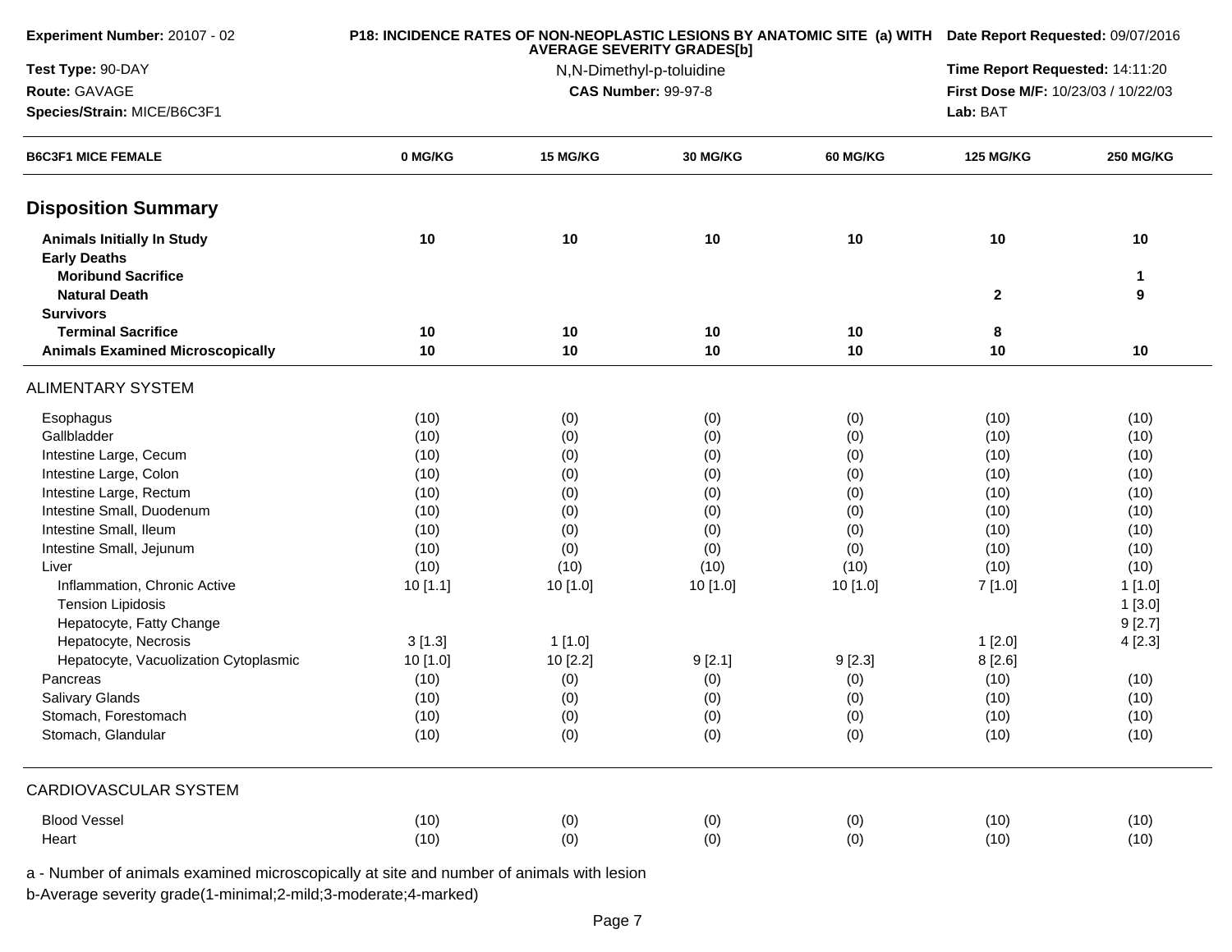**Experiment Number:** 20107 - 02
**Test Type:** 90-DAY
**Route:** GAVAGE
**Species/Strain:** MICE/B6C3F1

**P18: INCIDENCE RATES OF NON-NEOPLASTIC LESIONS BY ANATOMIC SITE (a) WITH AVERAGE SEVERITY GRADES[b]**
N,N-Dimethyl-p-toluidine
**CAS Number:** 99-97-8

**Date Report Requested:** 09/07/2016
**Time Report Requested:** 14:11:20
**First Dose M/F:** 10/23/03 / 10/22/03
**Lab:** BAT

| B6C3F1 MICE FEMALE | 0 MG/KG | 15 MG/KG | 30 MG/KG | 60 MG/KG | 125 MG/KG | 250 MG/KG |
|---|---|---|---|---|---|---|
| **Disposition Summary** | | | | | | |
| **Animals Initially In Study** | **10** | **10** | **10** | **10** | **10** | **10** |
| **Early Deaths** | | | | | | |
| **Moribund Sacrifice** | | | | | | **1** |
| **Natural Death** | | | | | **2** | **9** |
| **Survivors** | | | | | | |
| **Terminal Sacrifice** | **10** | **10** | **10** | **10** | **8** | |
| **Animals Examined Microscopically** | **10** | **10** | **10** | **10** | **10** | **10** |
| ALIMENTARY SYSTEM | | | | | | |
| Esophagus | (10) | (0) | (0) | (0) | (10) | (10) |
| Gallbladder | (10) | (0) | (0) | (0) | (10) | (10) |
| Intestine Large, Cecum | (10) | (0) | (0) | (0) | (10) | (10) |
| Intestine Large, Colon | (10) | (0) | (0) | (0) | (10) | (10) |
| Intestine Large, Rectum | (10) | (0) | (0) | (0) | (10) | (10) |
| Intestine Small, Duodenum | (10) | (0) | (0) | (0) | (10) | (10) |
| Intestine Small, Ileum | (10) | (0) | (0) | (0) | (10) | (10) |
| Intestine Small, Jejunum | (10) | (0) | (0) | (0) | (10) | (10) |
| Liver | (10) | (10) | (10) | (10) | (10) | (10) |
| Inflammation, Chronic Active | 10 [1.1] | 10 [1.0] | 10 [1.0] | 10 [1.0] | 7 [1.0] | 1 [1.0] |
| Tension Lipidosis | | | | | | 1 [3.0] |
| Hepatocyte, Fatty Change | | | | | | 9 [2.7] |
| Hepatocyte, Necrosis | 3 [1.3] | 1 [1.0] | | | 1 [2.0] | 4 [2.3] |
| Hepatocyte, Vacuolization Cytoplasmic | 10 [1.0] | 10 [2.2] | 9 [2.1] | 9 [2.3] | 8 [2.6] | |
| Pancreas | (10) | (0) | (0) | (0) | (10) | (10) |
| Salivary Glands | (10) | (0) | (0) | (0) | (10) | (10) |
| Stomach, Forestomach | (10) | (0) | (0) | (0) | (10) | (10) |
| Stomach, Glandular | (10) | (0) | (0) | (0) | (10) | (10) |
| CARDIOVASCULAR SYSTEM | | | | | | |
| Blood Vessel | (10) | (0) | (0) | (0) | (10) | (10) |
| Heart | (10) | (0) | (0) | (0) | (10) | (10) |

a - Number of animals examined microscopically at site and number of animals with lesion
b-Average severity grade(1-minimal;2-mild;3-moderate;4-marked)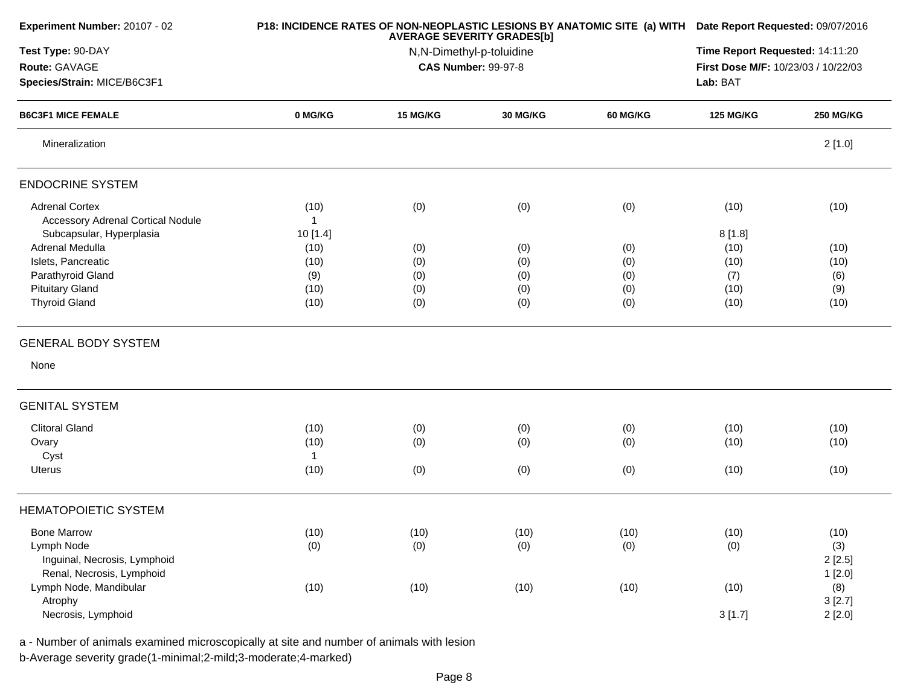**Experiment Number:** 20107 - 02
**Test Type:** 90-DAY
**Route:** GAVAGE
**Species/Strain:** MICE/B6C3F1

**P18: INCIDENCE RATES OF NON-NEOPLASTIC LESIONS BY ANATOMIC SITE (a) WITH AVERAGE SEVERITY GRADES[b]**
N,N-Dimethyl-p-toluidine
**CAS Number:** 99-97-8

**Date Report Requested:** 09/07/2016
**Time Report Requested:** 14:11:20
**First Dose M/F:** 10/23/03 / 10/22/03
**Lab:** BAT

| B6C3F1 MICE FEMALE | 0 MG/KG | 15 MG/KG | 30 MG/KG | 60 MG/KG | 125 MG/KG | 250 MG/KG |
|---|---|---|---|---|---|---|
| Mineralization | | | | | | 2 [1.0] |
| **ENDOCRINE SYSTEM** | | | | | | |
| Adrenal Cortex | (10) | (0) | (0) | (0) | (10) | (10) |
| Accessory Adrenal Cortical Nodule | 1 | | | | | |
| Subcapsular, Hyperplasia | 10 [1.4] | | | | 8 [1.8] | |
| Adrenal Medulla | (10) | (0) | (0) | (0) | (10) | (10) |
| Islets, Pancreatic | (10) | (0) | (0) | (0) | (10) | (10) |
| Parathyroid Gland | (9) | (0) | (0) | (0) | (7) | (6) |
| Pituitary Gland | (10) | (0) | (0) | (0) | (10) | (9) |
| Thyroid Gland | (10) | (0) | (0) | (0) | (10) | (10) |
| **GENERAL BODY SYSTEM** | | | | | | |
| None | | | | | | |
| **GENITAL SYSTEM** | | | | | | |
| Clitoral Gland | (10) | (0) | (0) | (0) | (10) | (10) |
| Ovary | (10) | (0) | (0) | (0) | (10) | (10) |
| Cyst | 1 | | | | | |
| Uterus | (10) | (0) | (0) | (0) | (10) | (10) |
| **HEMATOPOIETIC SYSTEM** | | | | | | |
| Bone Marrow | (10) | (10) | (10) | (10) | (10) | (10) |
| Lymph Node | (0) | (0) | (0) | (0) | (0) | (3) |
| Inguinal, Necrosis, Lymphoid | | | | | | 2 [2.5] |
| Renal, Necrosis, Lymphoid | | | | | | 1 [2.0] |
| Lymph Node, Mandibular | (10) | (10) | (10) | (10) | (10) | (8) |
| Atrophy | | | | | | 3 [2.7] |
| Necrosis, Lymphoid | | | | | 3 [1.7] | 2 [2.0] |

a - Number of animals examined microscopically at site and number of animals with lesion
b-Average severity grade(1-minimal;2-mild;3-moderate;4-marked)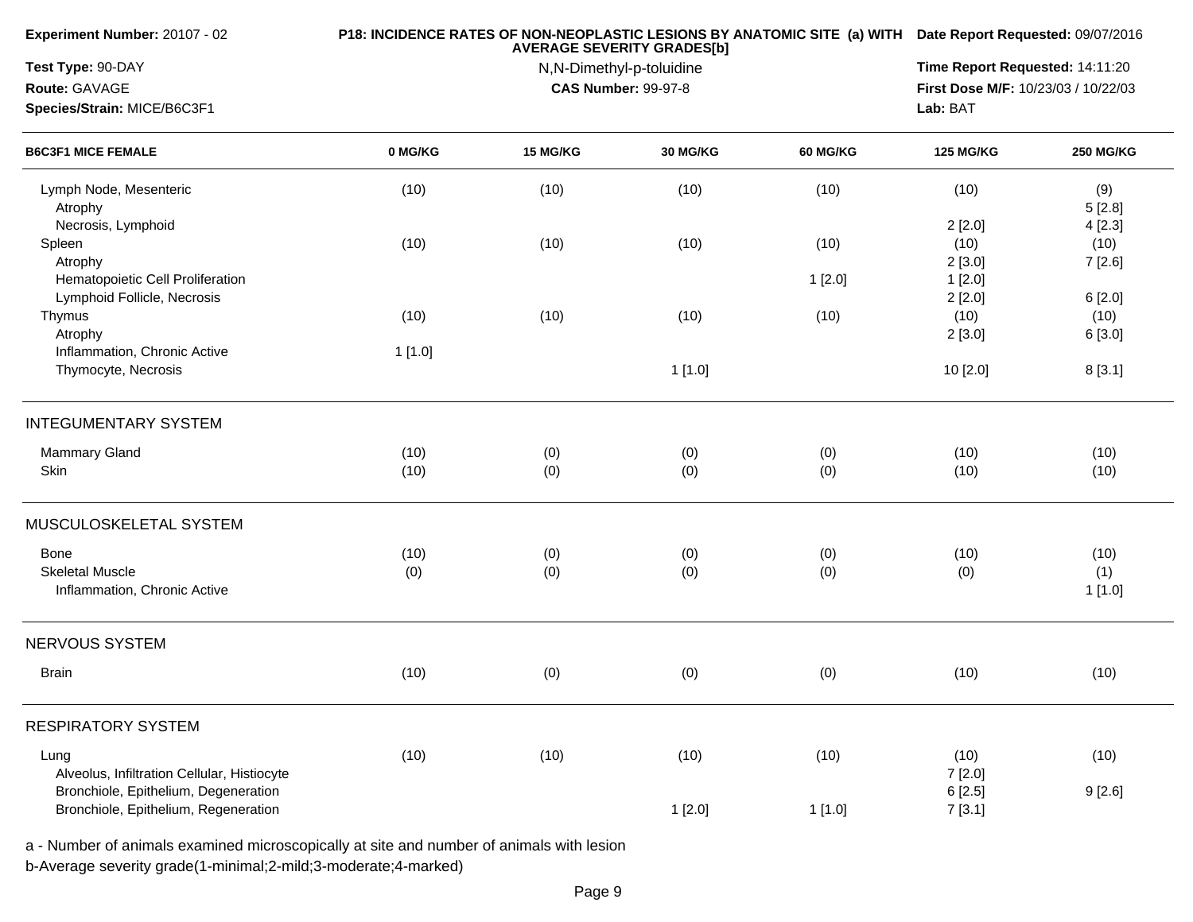**Experiment Number:** 20107 - 02
**Test Type:** 90-DAY
**Route:** GAVAGE
**Species/Strain:** MICE/B6C3F1

**P18: INCIDENCE RATES OF NON-NEOPLASTIC LESIONS BY ANATOMIC SITE (a) WITH AVERAGE SEVERITY GRADES[b]**
N,N-Dimethyl-p-toluidine
**CAS Number:** 99-97-8

**Date Report Requested:** 09/07/2016
**Time Report Requested:** 14:11:20
**First Dose M/F:** 10/23/03 / 10/22/03
**Lab:** BAT

| B6C3F1 MICE FEMALE | 0 MG/KG | 15 MG/KG | 30 MG/KG | 60 MG/KG | 125 MG/KG | 250 MG/KG |
|---|---|---|---|---|---|---|
| Lymph Node, Mesenteric | (10) | (10) | (10) | (10) | (10) | (9) |
| Atrophy | | | | | | 5 [2.8] |
| Necrosis, Lymphoid | | | | | 2 [2.0] | 4 [2.3] |
| Spleen | (10) | (10) | (10) | (10) | (10) | (10) |
| Atrophy | | | | | 2 [3.0] | 7 [2.6] |
| Hematopoietic Cell Proliferation | | | | 1 [2.0] | 1 [2.0] | |
| Lymphoid Follicle, Necrosis | | | | | 2 [2.0] | 6 [2.0] |
| Thymus | (10) | (10) | (10) | (10) | (10) | (10) |
| Atrophy | | | | | 2 [3.0] | 6 [3.0] |
| Inflammation, Chronic Active | 1 [1.0] | | | | | |
| Thymocyte, Necrosis | | | 1 [1.0] | | 10 [2.0] | 8 [3.1] |
| **INTEGUMENTARY SYSTEM** | | | | | | |
| Mammary Gland | (10) | (0) | (0) | (0) | (10) | (10) |
| Skin | (10) | (0) | (0) | (0) | (10) | (10) |
| **MUSCULOSKELETAL SYSTEM** | | | | | | |
| Bone | (10) | (0) | (0) | (0) | (10) | (10) |
| Skeletal Muscle | (0) | (0) | (0) | (0) | (0) | (1) |
| Inflammation, Chronic Active | | | | | | 1 [1.0] |
| **NERVOUS SYSTEM** | | | | | | |
| Brain | (10) | (0) | (0) | (0) | (10) | (10) |
| **RESPIRATORY SYSTEM** | | | | | | |
| Lung | (10) | (10) | (10) | (10) | (10) | (10) |
| Alveolus, Infiltration Cellular, Histiocyte | | | | | 7 [2.0] | |
| Bronchiole, Epithelium, Degeneration | | | | | 6 [2.5] | 9 [2.6] |
| Bronchiole, Epithelium, Regeneration | | | 1 [2.0] | 1 [1.0] | 7 [3.1] | |

a - Number of animals examined microscopically at site and number of animals with lesion
b-Average severity grade(1-minimal;2-mild;3-moderate;4-marked)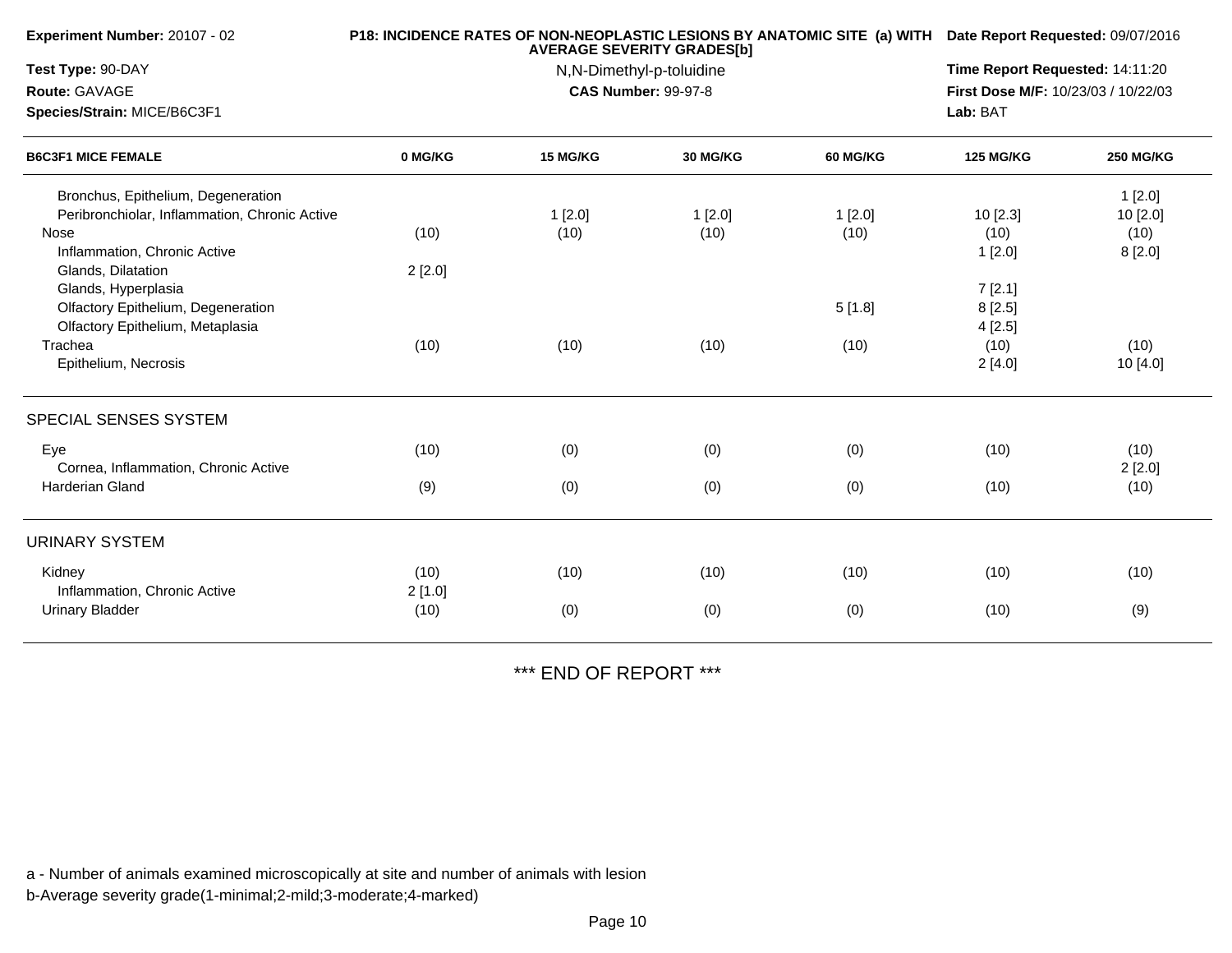**Experiment Number:** 20107 - 02
**Test Type:** 90-DAY
**Route:** GAVAGE
**Species/Strain:** MICE/B6C3F1

**P18: INCIDENCE RATES OF NON-NEOPLASTIC LESIONS BY ANATOMIC SITE (a) WITH AVERAGE SEVERITY GRADES[b]**
N,N-Dimethyl-p-toluidine
**CAS Number:** 99-97-8

**Date Report Requested:** 09/07/2016
**Time Report Requested:** 14:11:20
**First Dose M/F:** 10/23/03 / 10/22/03
**Lab:** BAT

| B6C3F1 MICE FEMALE | 0 MG/KG | 15 MG/KG | 30 MG/KG | 60 MG/KG | 125 MG/KG | 250 MG/KG |
|---|---|---|---|---|---|---|
| Bronchus, Epithelium, Degeneration | | | | | | 1 [2.0] |
| Peribronchiolar, Inflammation, Chronic Active | | 1 [2.0] | 1 [2.0] | 1 [2.0] | 10 [2.3] | 10 [2.0] |
| Nose | (10) | (10) | (10) | (10) | (10) | (10) |
| Inflammation, Chronic Active | | | | | 1 [2.0] | 8 [2.0] |
| Glands, Dilatation | 2 [2.0] | | | | | |
| Glands, Hyperplasia | | | | | 7 [2.1] | |
| Olfactory Epithelium, Degeneration | | | | 5 [1.8] | 8 [2.5] | |
| Olfactory Epithelium, Metaplasia | | | | | 4 [2.5] | |
| Trachea | (10) | (10) | (10) | (10) | (10) | (10) |
| Epithelium, Necrosis | | | | | 2 [4.0] | 10 [4.0] |
| **SPECIAL SENSES SYSTEM** | | | | | | |
| Eye | (10) | (0) | (0) | (0) | (10) | (10) |
| Cornea, Inflammation, Chronic Active | | | | | | 2 [2.0] |
| Harderian Gland | (9) | (0) | (0) | (0) | (10) | (10) |
| **URINARY SYSTEM** | | | | | | |
| Kidney | (10) | (10) | (10) | (10) | (10) | (10) |
| Inflammation, Chronic Active | 2 [1.0] | | | | | |
| Urinary Bladder | (10) | (0) | (0) | (0) | (10) | (9) |

*** END OF REPORT ***

a - Number of animals examined microscopically at site and number of animals with lesion
b-Average severity grade(1-minimal;2-mild;3-moderate;4-marked)